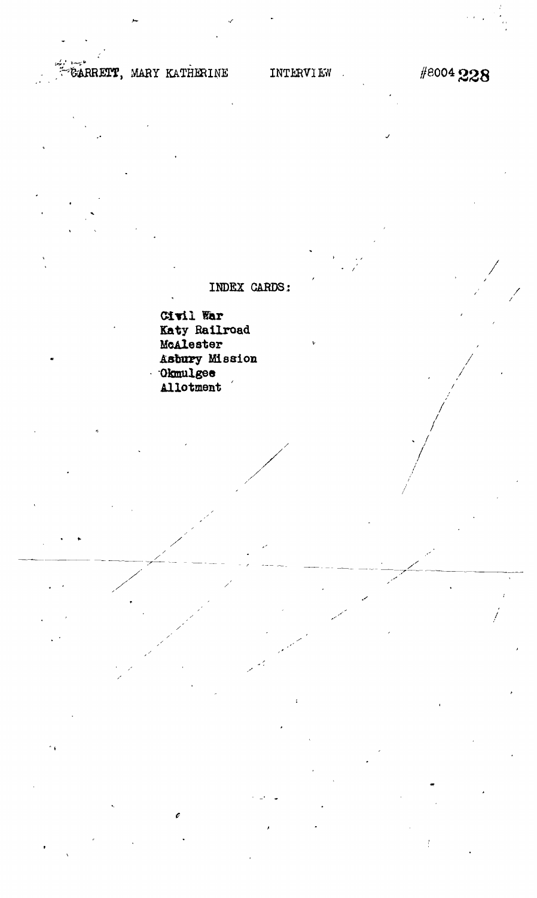GARRETT, MARY KATHERINE INTERVIEW #8004 228

INDEX CARDS:

Civil War
Katy Railroad
McAlester
Asbury Mission
Okmulgee
Allotment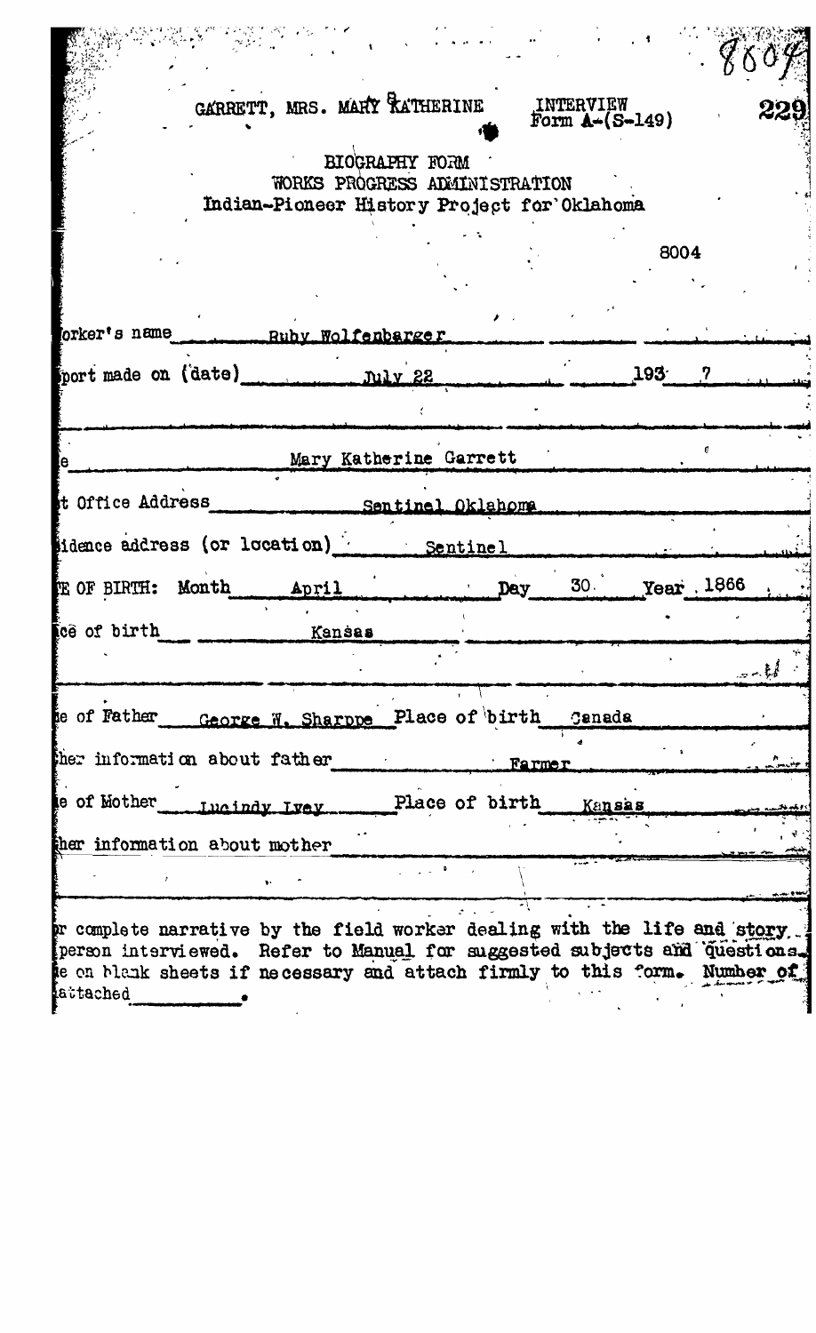GARRETT, MRS. MARY KATHERINE INTERVIEW Form A-(S-149)

# BIOGRAPHY FORM
## WORKS PROGRESS ADMINISTRATION
## Indian-Pioneer History Project for Oklahoma

8004

orker's name Ruby Wolfenbarger

port made on (date) July 22 193 7

e Mary Katherine Garrett

t Office Address Sentinel Oklahoma

idence address (or location) Sentinel

E OF BIRTH: Month April Day 30 Year 1866

ce of birth Kansas

e of Father George W. Sharppe Place of birth Canada

her information about father Farmer

e of Mother Lucindy Ivey Place of birth Kansas

her information about mother

r complete narrative by the field worker dealing with the life and story person interviewed. Refer to Manual for suggested subjects and questions. e on blank sheets if necessary and attach firmly to this form. Number of attached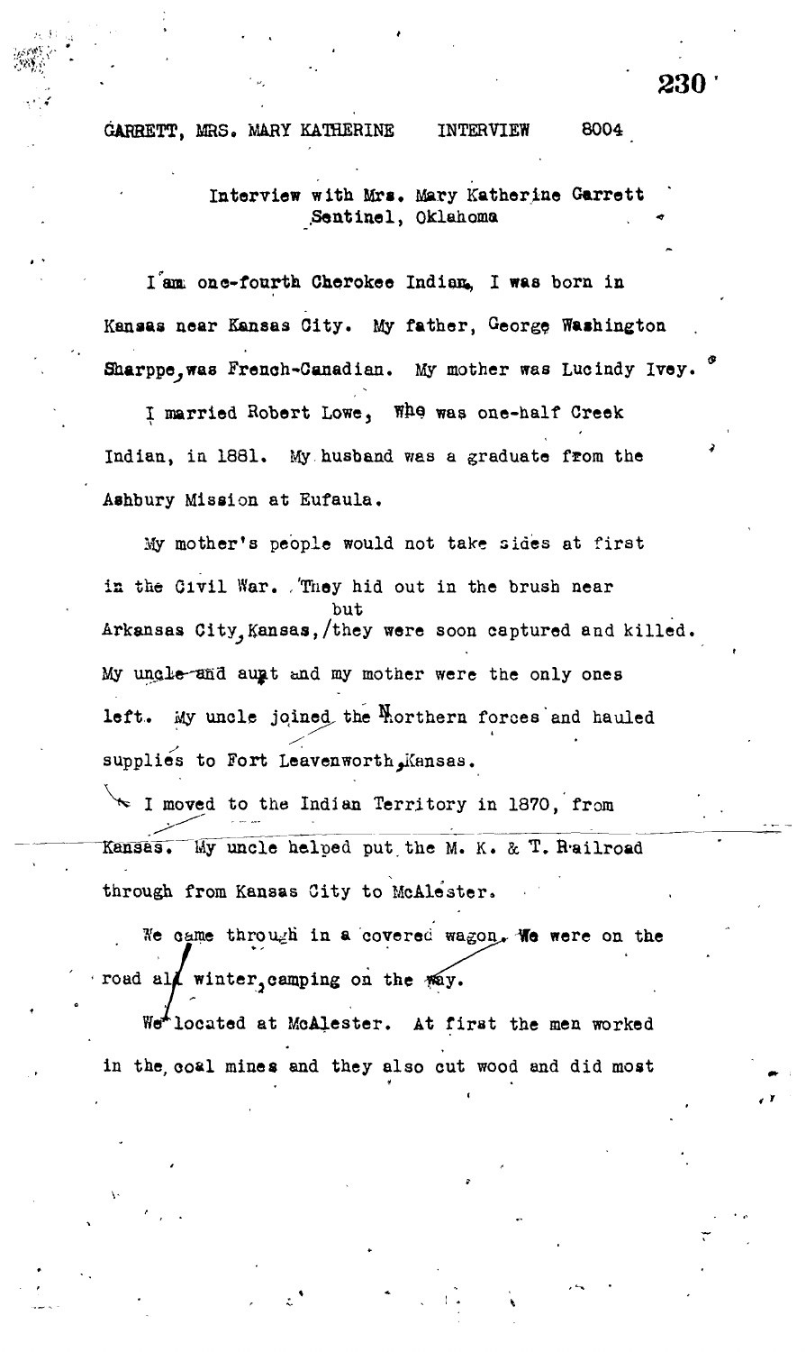GARRETT, MRS. MARY KATHERINE INTERVIEW 8004

Interview with Mrs. Mary Katherine Garrett
Sentinel, Oklahoma

I am one-fourth Cherokee Indian, I was born in Kansas near Kansas City. My father, George Washington Sharppe, was French-Canadian. My mother was Lucindy Ivey.

I married Robert Lowe, who was one-half Creek Indian, in 1881. My husband was a graduate from the Ashbury Mission at Eufaula.

My mother's people would not take sides at first in the Civil War. They hid out in the brush near Arkansas City, Kansas, but they were soon captured and killed. My uncle and aunt and my mother were the only ones left. My uncle joined the Northern forces and hauled supplies to Fort Leavenworth, Kansas.

I moved to the Indian Territory in 1870, from Kansas. My uncle helped put the M. K. & T. Railroad through from Kansas City to McAlester.

We came through in a covered wagon. We were on the road all winter, camping on the way.

We located at McAlester. At first the men worked in the coal mines and they also cut wood and did most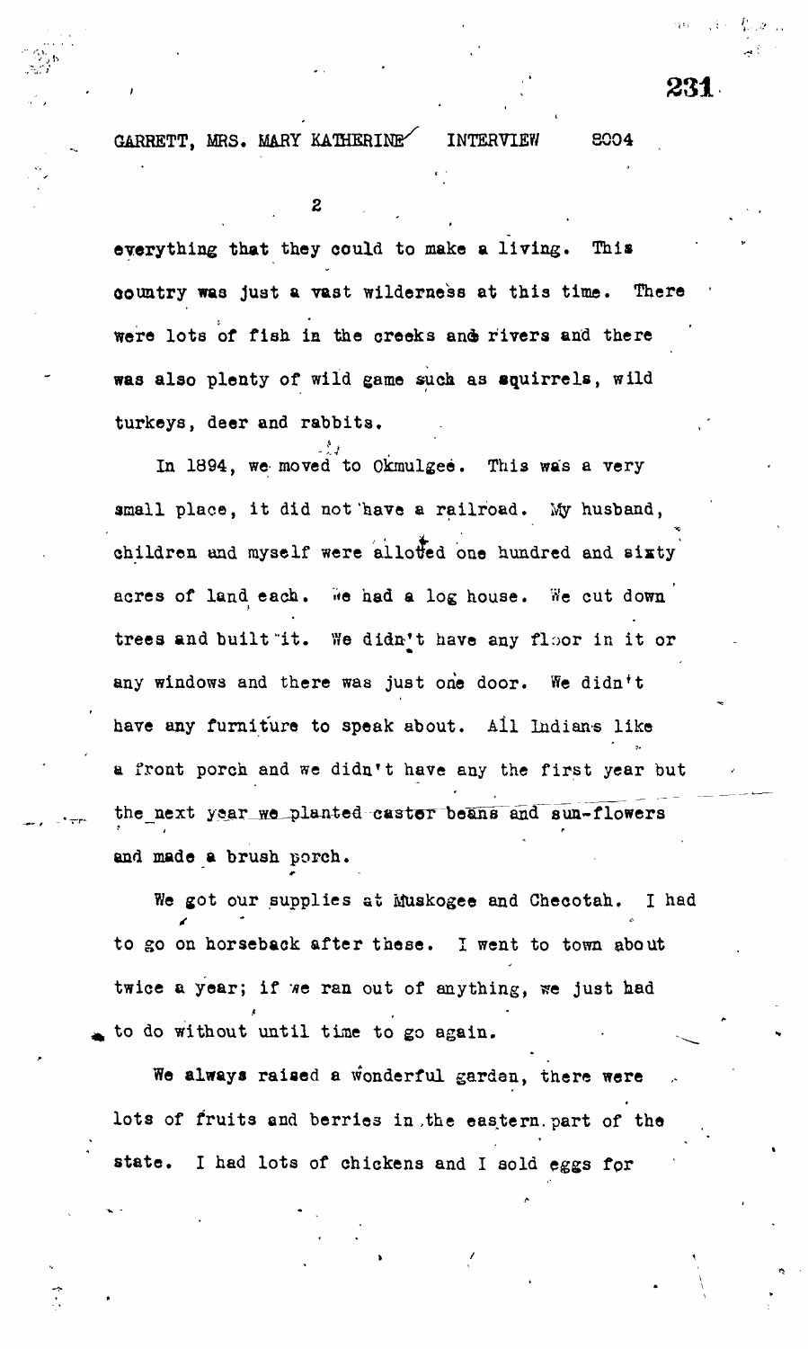everything that they could to make a living. This country was just a vast wilderness at this time. There were lots of fish in the creeks and rivers and there was also plenty of wild game such as squirrels, wild turkeys, deer and rabbits.

In 1894, we moved to Okmulgee. This was a very small place, it did not have a railroad. My husband, children and myself were allotted one hundred and sixty acres of land each. We had a log house. We cut down trees and built it. We didn't have any floor in it or any windows and there was just one door. We didn't have any furniture to speak about. All Indians like a front porch and we didn't have any the first year but the next year we planted castor beans and sun-flowers and made a brush porch.

We got our supplies at Muskogee and Checotah. I had to go on horseback after these. I went to town about twice a year; if we ran out of anything, we just had to do without until time to go again.

We always raised a wonderful garden, there were lots of fruits and berries in the eastern part of the state. I had lots of chickens and I sold eggs for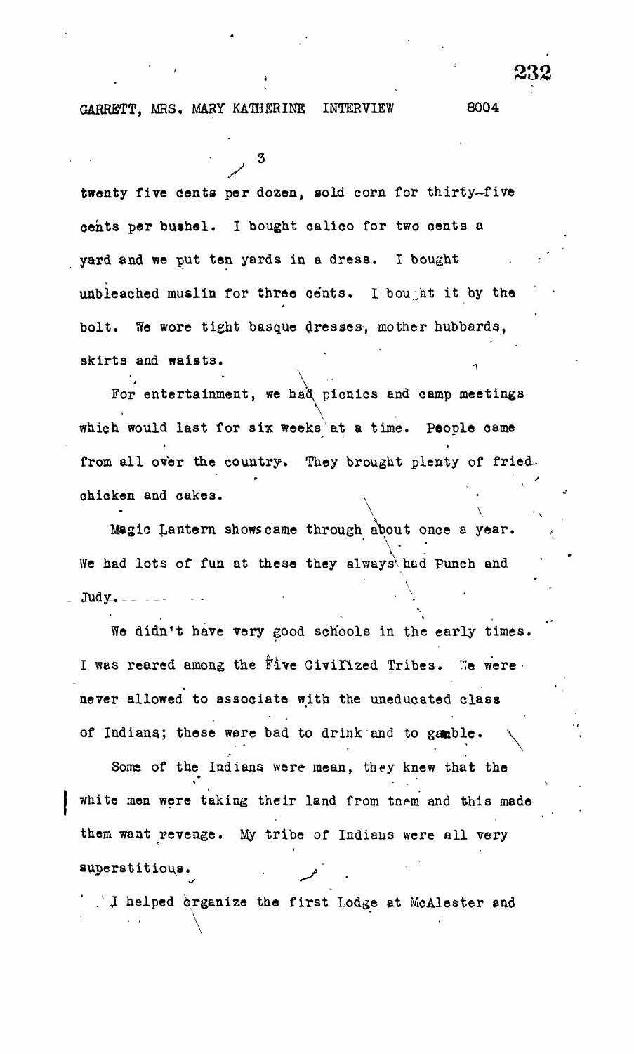twenty five cents per dozen, sold corn for thirty-five cents per bushel. I bought calico for two cents a yard and we put ten yards in a dress. I bought unbleached muslin for three cents. I bought it by the bolt. We wore tight basque dresses, mother hubbards, skirts and waists.

For entertainment, we had picnics and camp meetings which would last for six weeks at a time. People came from all over the country. They brought plenty of fried chicken and cakes.

Magic Lantern shows came through about once a year. We had lots of fun at these they always had Punch and Judy.

We didn't have very good schools in the early times. I was reared among the Five Civilized Tribes. We were never allowed to associate with the uneducated class of Indians; these were bad to drink and to gamble.

Some of the Indians were mean, they knew that the white men were taking their land from them and this made them want revenge. My tribe of Indians were all very superstitious.

I helped organize the first Lodge at McAlester and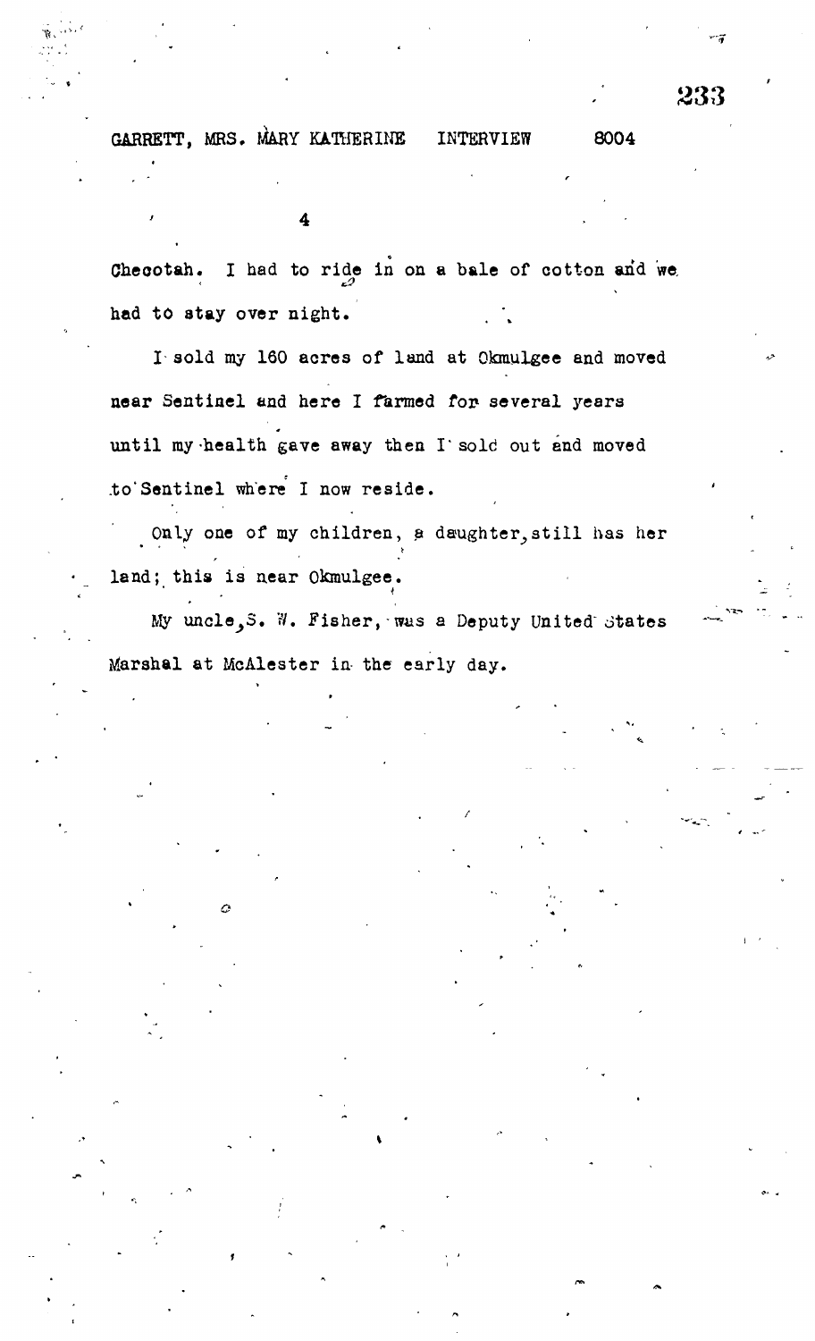Checotah. I had to ride in on a bale of cotton and we had to stay over night.

I sold my 160 acres of land at Okmulgee and moved near Sentinel and here I farmed for several years until my health gave away then I sold out and moved to Sentinel where I now reside.

Only one of my children, a daughter, still has her land; this is near Okmulgee.

My uncle, S. W. Fisher, was a Deputy United States Marshal at McAlester in the early day.